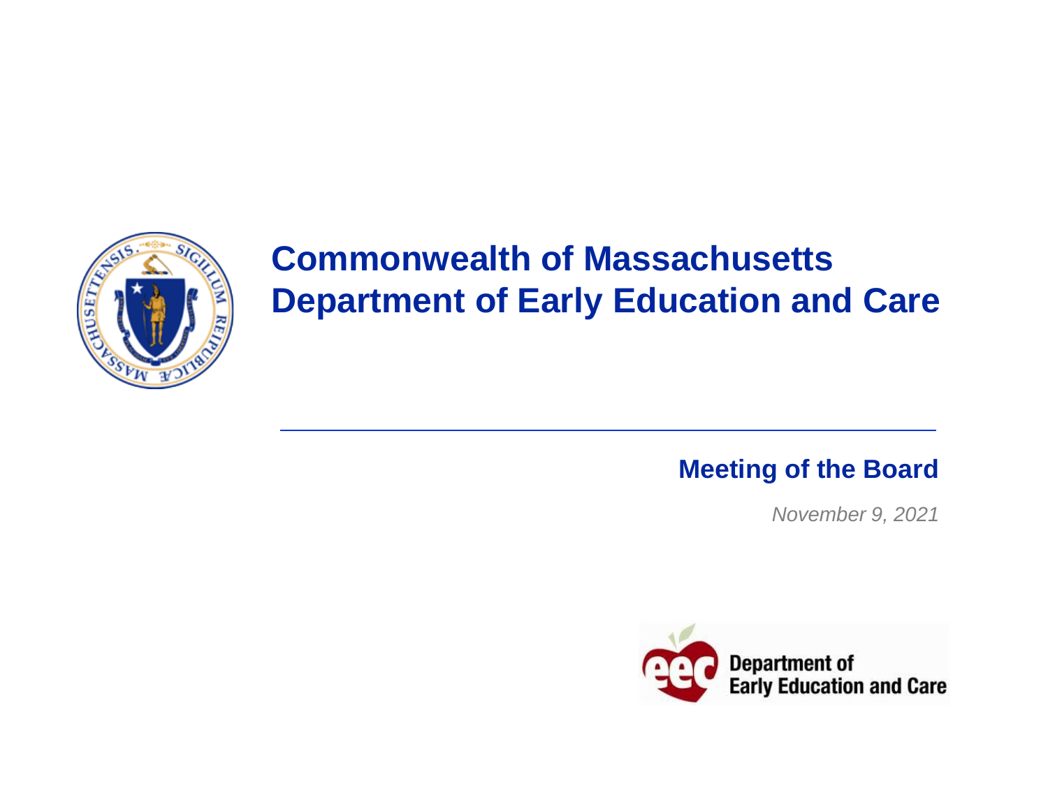# Commonwealth of Massachusetts
# Department of Early Education and Care

## Meeting of the Board

*November 9, 2021*

Department of Early Education and Care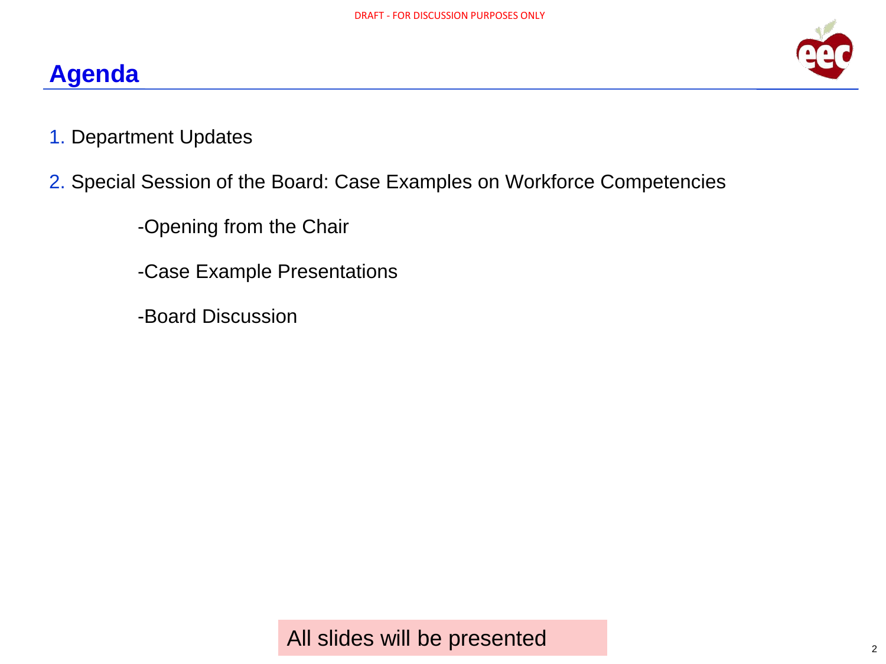# Agenda

1. Department Updates
2. Special Session of the Board: Case Examples on Workforce Competencies
   - -Opening from the Chair
   - -Case Example Presentations
   - -Board Discussion

All slides will be presented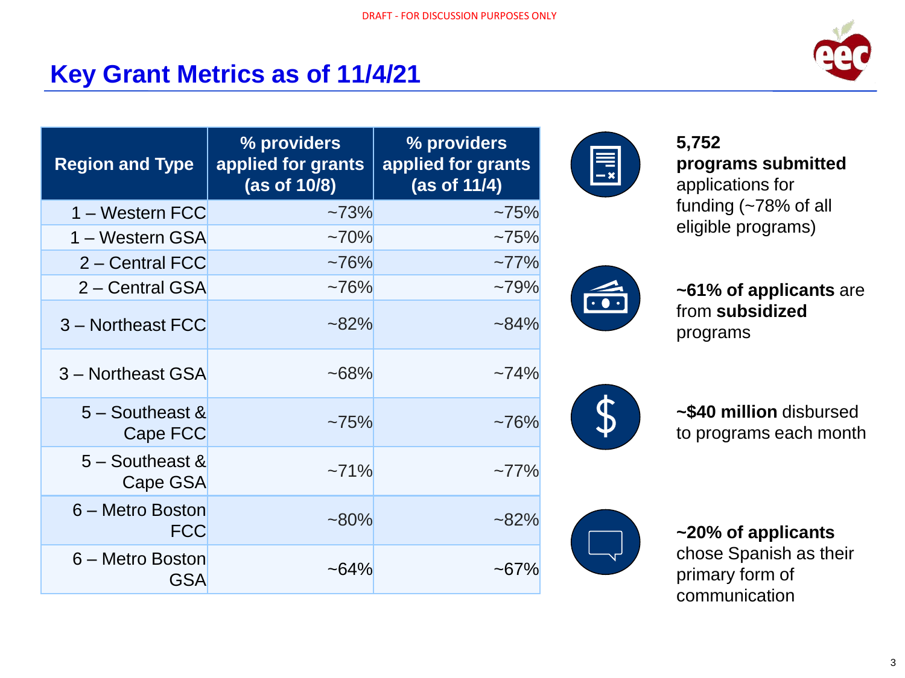DRAFT - FOR DISCUSSION PURPOSES ONLY

# Key Grant Metrics as of 11/4/21

| Region and Type | % providers applied for grants (as of 10/8) | % providers applied for grants (as of 11/4) |
|---|---|---|
| 1 – Western FCC | ~73% | ~75% |
| 1 – Western GSA | ~70% | ~75% |
| 2 – Central FCC | ~76% | ~77% |
| 2 – Central GSA | ~76% | ~79% |
| 3 – Northeast FCC | ~82% | ~84% |
| 3 – Northeast GSA | ~68% | ~74% |
| 5 – Southeast & Cape FCC | ~75% | ~76% |
| 5 – Southeast & Cape GSA | ~71% | ~77% |
| 6 – Metro Boston FCC | ~80% | ~82% |
| 6 – Metro Boston GSA | ~64% | ~67% |

**5,752 programs submitted** applications for funding (~78% of all eligible programs)

**~61% of applicants** are from **subsidized** programs

**~$40 million** disbursed to programs each month

**~20% of applicants** chose Spanish as their primary form of communication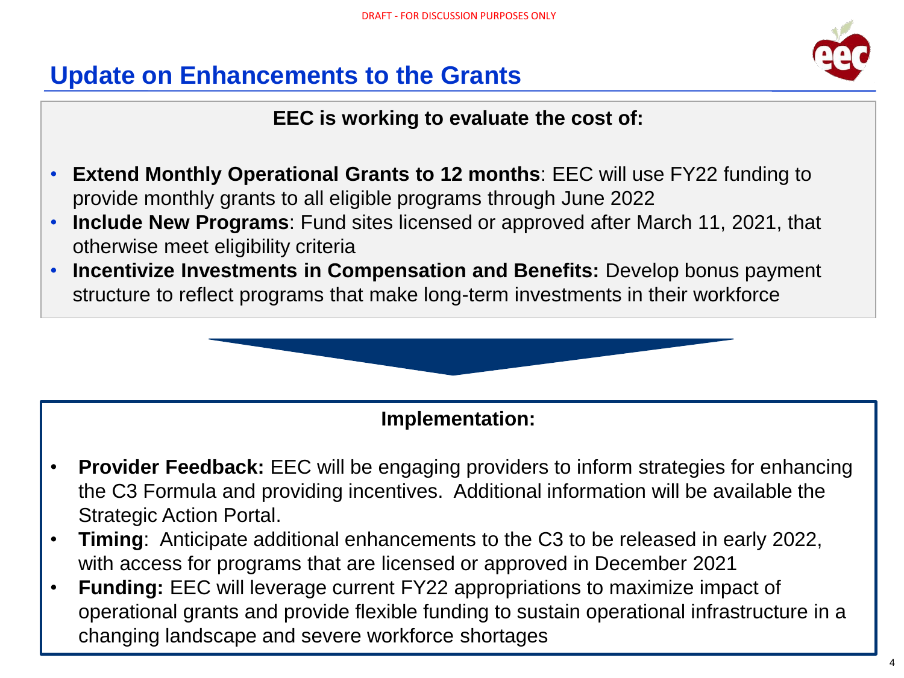DRAFT - FOR DISCUSSION PURPOSES ONLY

# Update on Enhancements to the Grants

**EEC is working to evaluate the cost of:**

- **Extend Monthly Operational Grants to 12 months**: EEC will use FY22 funding to provide monthly grants to all eligible programs through June 2022
- **Include New Programs**: Fund sites licensed or approved after March 11, 2021, that otherwise meet eligibility criteria
- **Incentivize Investments in Compensation and Benefits:** Develop bonus payment structure to reflect programs that make long-term investments in their workforce

**Implementation:**

- **Provider Feedback:** EEC will be engaging providers to inform strategies for enhancing the C3 Formula and providing incentives. Additional information will be available the Strategic Action Portal.
- **Timing**: Anticipate additional enhancements to the C3 to be released in early 2022, with access for programs that are licensed or approved in December 2021
- **Funding:** EEC will leverage current FY22 appropriations to maximize impact of operational grants and provide flexible funding to sustain operational infrastructure in a changing landscape and severe workforce shortages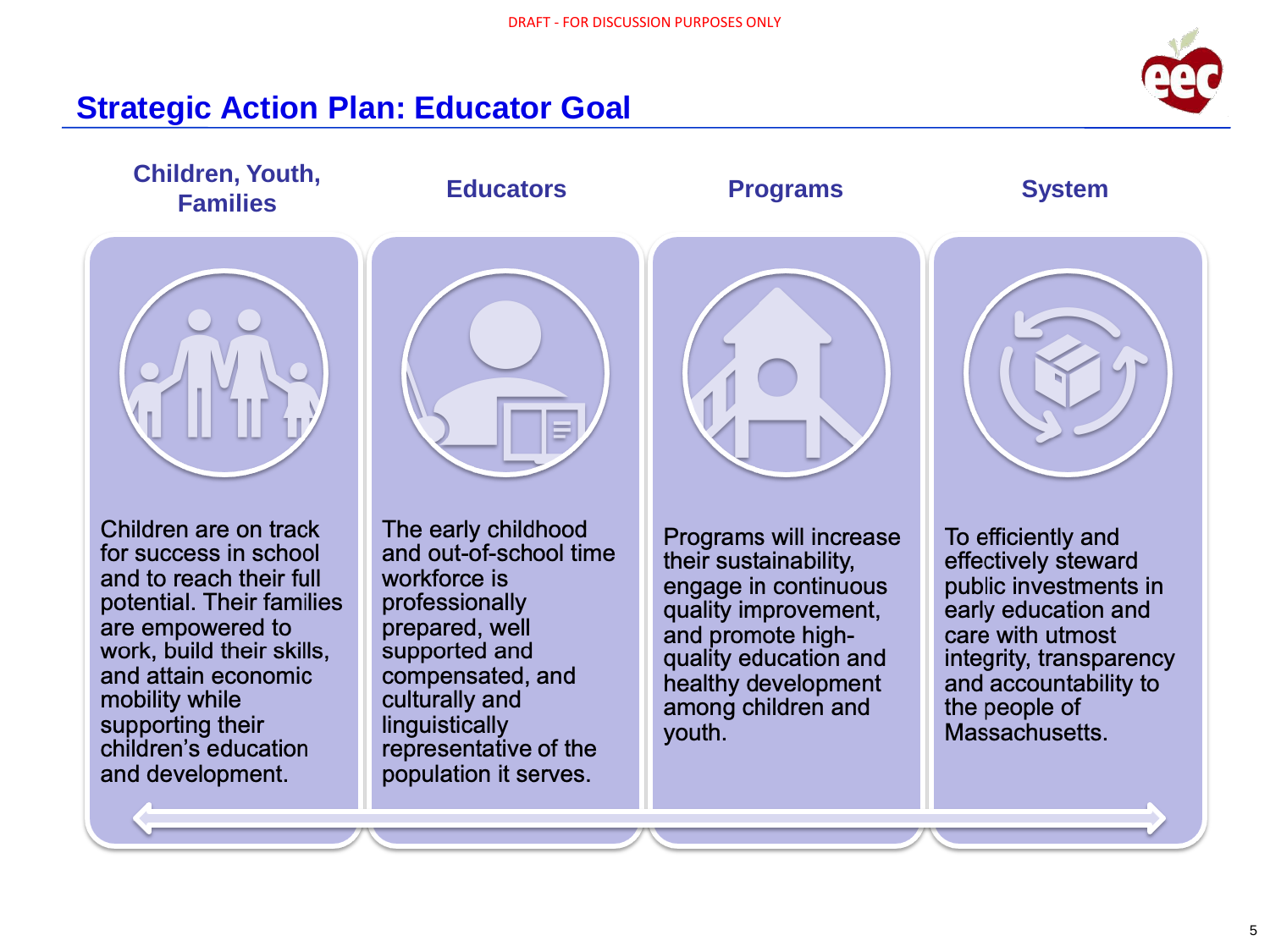DRAFT - FOR DISCUSSION PURPOSES ONLY

# Strategic Action Plan: Educator Goal

### Children, Youth, Families

Children are on track for success in school and to reach their full potential. Their families are empowered to work, build their skills, and attain economic mobility while supporting their children's education and development.

### Educators

The early childhood and out-of-school time workforce is professionally prepared, well supported and compensated, and culturally and linguistically representative of the population it serves.

### Programs

Programs will increase their sustainability, engage in continuous quality improvement, and promote high-quality education and healthy development among children and youth.

### System

To efficiently and effectively steward public investments in early education and care with utmost integrity, transparency and accountability to the people of Massachusetts.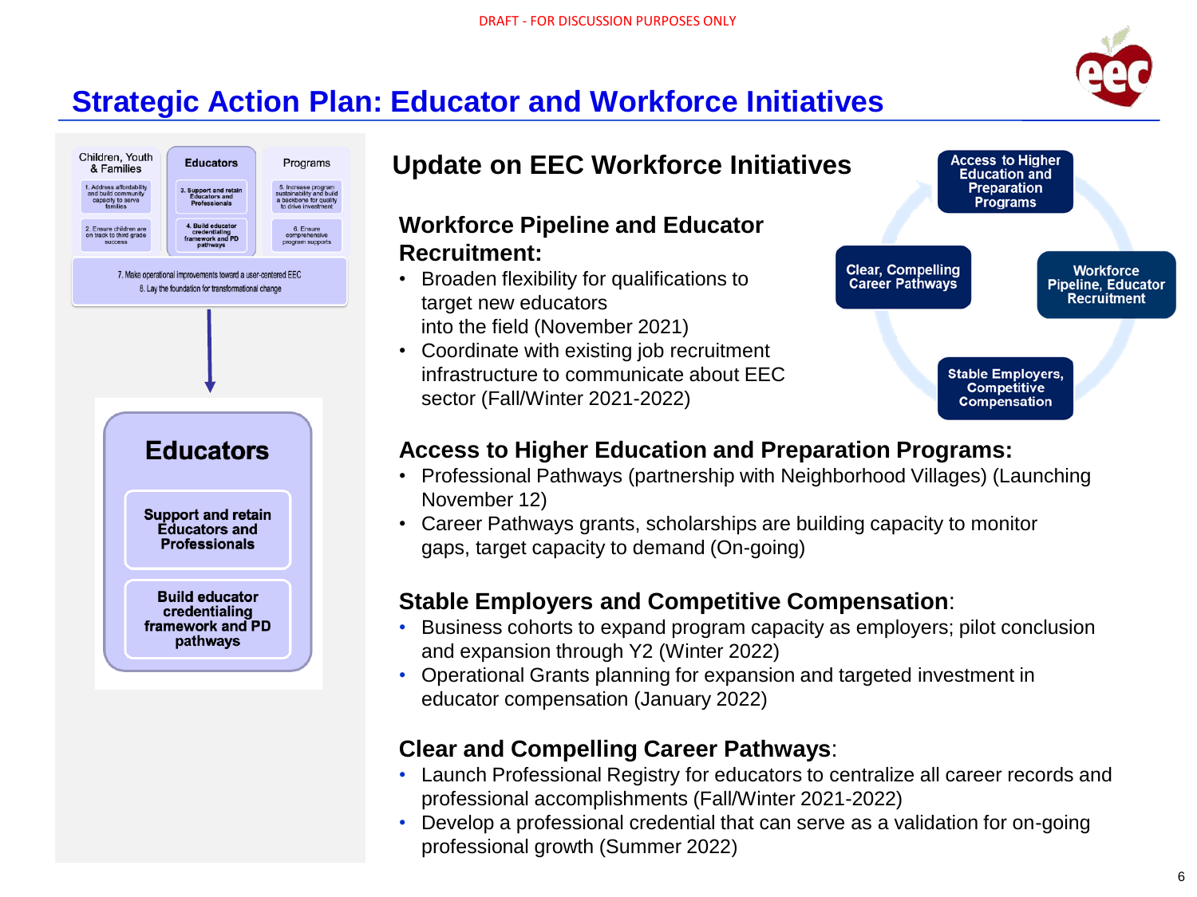DRAFT - FOR DISCUSSION PURPOSES ONLY

# Strategic Action Plan: Educator and Workforce Initiatives

| Children, Youth & Families | Educators | Programs |
|---|---|---|
| 1. Address affordability and build community capacity to serve families | 3. Support and retain Educators and Professionals | 5. Increase program sustainability and build a backbone for quality to drive investment |
| 2. Ensure children are on track to third grade success | 4. Build educator credentialing framework and PD pathways | 6. Ensure comprehensive program supports |

7. Make operational improvements toward a user-centered EEC

8. Lay the foundation for transformational change

**Educators**

- **Support and retain Educators and Professionals**
- **Build educator credentialing framework and PD pathways**

## Update on EEC Workforce Initiatives

Access to Higher Education and Preparation Programs → Workforce Pipeline, Educator Recruitment → Stable Employers, Competitive Compensation → Clear, Compelling Career Pathways

### Workforce Pipeline and Educator Recruitment:

- Broaden flexibility for qualifications to target new educators into the field (November 2021)
- Coordinate with existing job recruitment infrastructure to communicate about EEC sector (Fall/Winter 2021-2022)

### Access to Higher Education and Preparation Programs:

- Professional Pathways (partnership with Neighborhood Villages) (Launching November 12)
- Career Pathways grants, scholarships are building capacity to monitor gaps, target capacity to demand (On-going)

### Stable Employers and Competitive Compensation:

- Business cohorts to expand program capacity as employers; pilot conclusion and expansion through Y2 (Winter 2022)
- Operational Grants planning for expansion and targeted investment in educator compensation (January 2022)

### Clear and Compelling Career Pathways:

- Launch Professional Registry for educators to centralize all career records and professional accomplishments (Fall/Winter 2021-2022)
- Develop a professional credential that can serve as a validation for on-going professional growth (Summer 2022)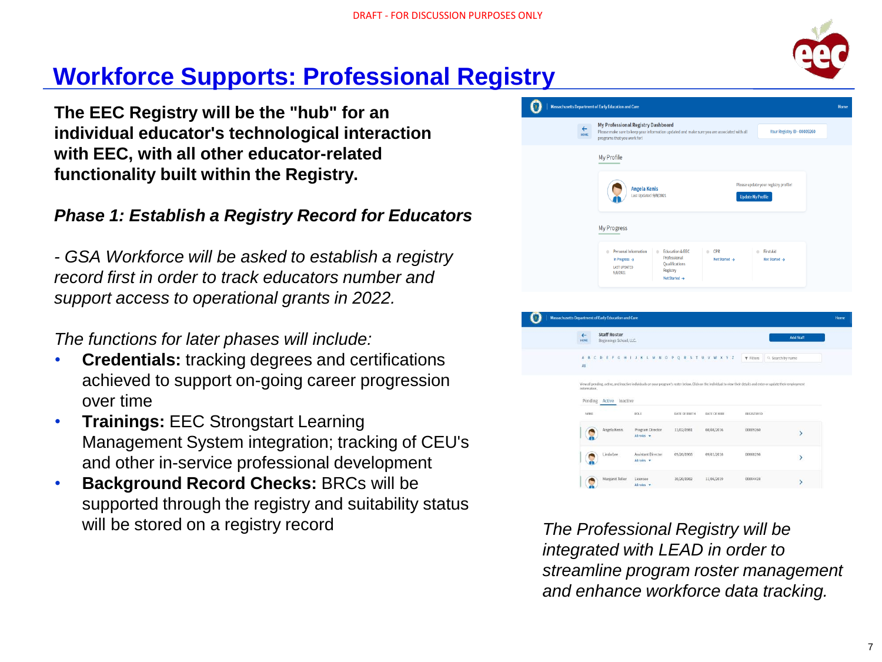DRAFT - FOR DISCUSSION PURPOSES ONLY

# Workforce Supports: Professional Registry

**The EEC Registry will be the "hub" for an individual educator's technological interaction with EEC, with all other educator-related functionality built within the Registry.**

***Phase 1: Establish a Registry Record for Educators***

*- GSA Workforce will be asked to establish a registry record first in order to track educators number and support access to operational grants in 2022.*

*The functions for later phases will include:*

- **Credentials:** tracking degrees and certifications achieved to support on-going career progression over time
- **Trainings:** EEC Strongstart Learning Management System integration; tracking of CEU's and other in-service professional development
- **Background Record Checks:** BRCs will be supported through the registry and suitability status will be stored on a registry record

*The Professional Registry will be integrated with LEAD in order to streamline program roster management and enhance workforce data tracking.*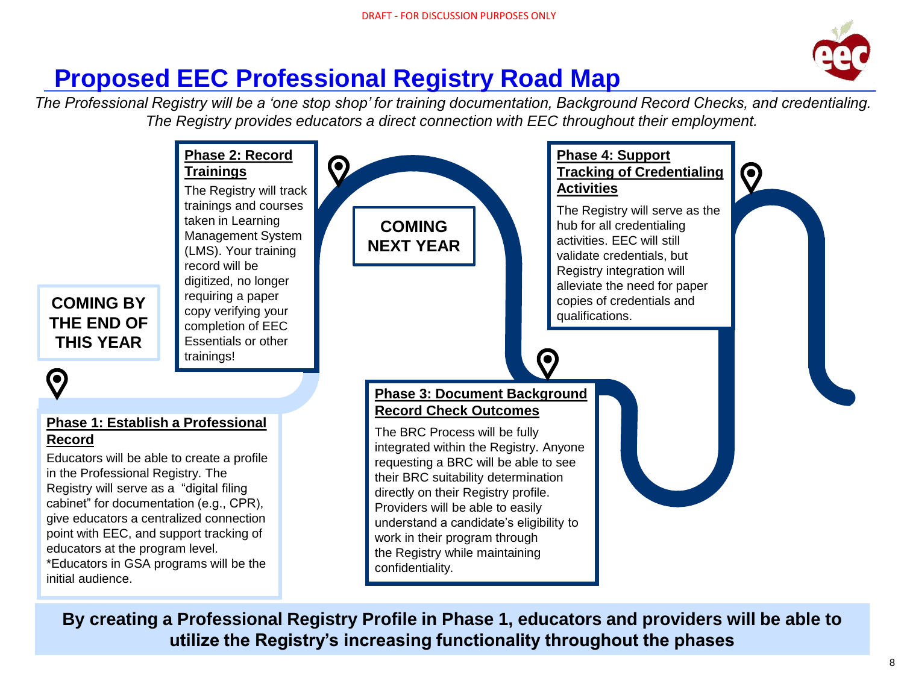# Proposed EEC Professional Registry Road Map

*The Professional Registry will be a 'one stop shop' for training documentation, Background Record Checks, and credentialing. The Registry provides educators a direct connection with EEC throughout their employment.*

**COMING BY THE END OF THIS YEAR**

**Phase 1: Establish a Professional Record**

Educators will be able to create a profile in the Professional Registry. The Registry will serve as a "digital filing cabinet" for documentation (e.g., CPR), give educators a centralized connection point with EEC, and support tracking of educators at the program level.
*Educators in GSA programs will be the initial audience.

**Phase 2: Record Trainings**

The Registry will track trainings and courses taken in Learning Management System (LMS). Your training record will be digitized, no longer requiring a paper copy verifying your completion of EEC Essentials or other trainings!

**COMING NEXT YEAR**

**Phase 3: Document Background Record Check Outcomes**

The BRC Process will be fully integrated within the Registry. Anyone requesting a BRC will be able to see their BRC suitability determination directly on their Registry profile. Providers will be able to easily understand a candidate's eligibility to work in their program through the Registry while maintaining confidentiality.

**Phase 4: Support Tracking of Credentialing Activities**

The Registry will serve as the hub for all credentialing activities. EEC will still validate credentials, but Registry integration will alleviate the need for paper copies of credentials and qualifications.

**By creating a Professional Registry Profile in Phase 1, educators and providers will be able to utilize the Registry's increasing functionality throughout the phases**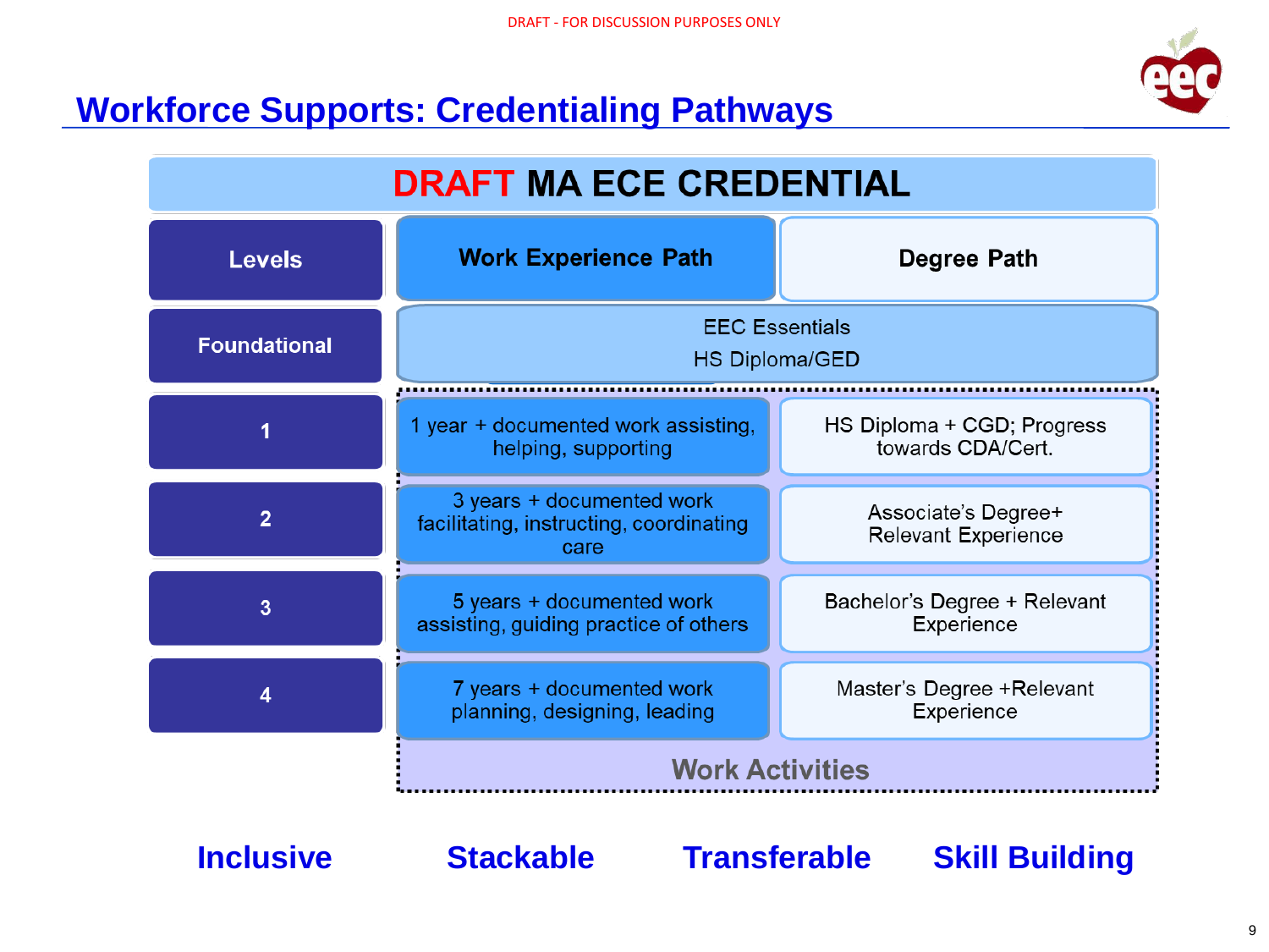DRAFT - FOR DISCUSSION PURPOSES ONLY

# Workforce Supports: Credentialing Pathways

## DRAFT MA ECE CREDENTIAL

| Levels | Work Experience Path | Degree Path |
|---|---|---|
| Foundational | EEC Essentials<br>HS Diploma/GED | |
| 1 | 1 year + documented work assisting, helping, supporting | HS Diploma + CGD; Progress towards CDA/Cert. |
| 2 | 3 years + documented work facilitating, instructing, coordinating care | Associate's Degree+ Relevant Experience |
| 3 | 5 years + documented work assisting, guiding practice of others | Bachelor's Degree + Relevant Experience |
| 4 | 7 years + documented work planning, designing, leading | Master's Degree +Relevant Experience |
| | Work Activities | |

**Inclusive** **Stackable** **Transferable** **Skill Building**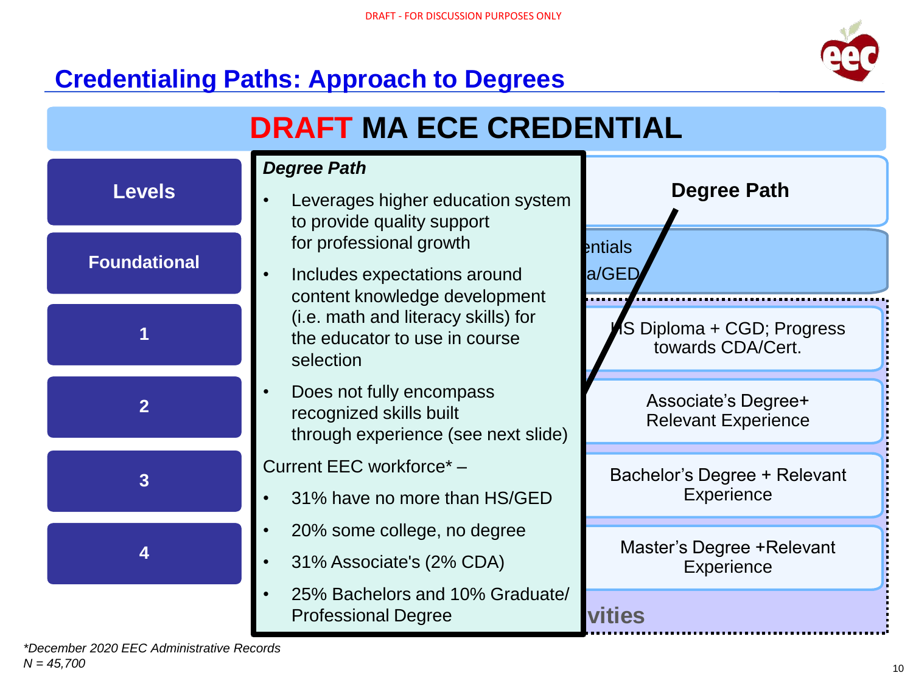DRAFT - FOR DISCUSSION PURPOSES ONLY

# Credentialing Paths: Approach to Degrees

## DRAFT MA ECE CREDENTIAL

| Levels | Degree Path |
|---|---|
| Foundational | ...entials / ...a/GED |
| 1 | HS Diploma + CGD; Progress towards CDA/Cert. |
| 2 | Associate's Degree+ Relevant Experience |
| 3 | Bachelor's Degree + Relevant Experience |
| 4 | Master's Degree +Relevant Experience |

...vities

***Degree Path***

- Leverages higher education system to provide quality support for professional growth
- Includes expectations around content knowledge development (i.e. math and literacy skills) for the educator to use in course selection
- Does not fully encompass recognized skills built through experience (see next slide)

Current EEC workforce* –

- 31% have no more than HS/GED
- 20% some college, no degree
- 31% Associate's (2% CDA)
- 25% Bachelors and 10% Graduate/ Professional Degree

*\*December 2020 EEC Administrative Records*
*N = 45,700*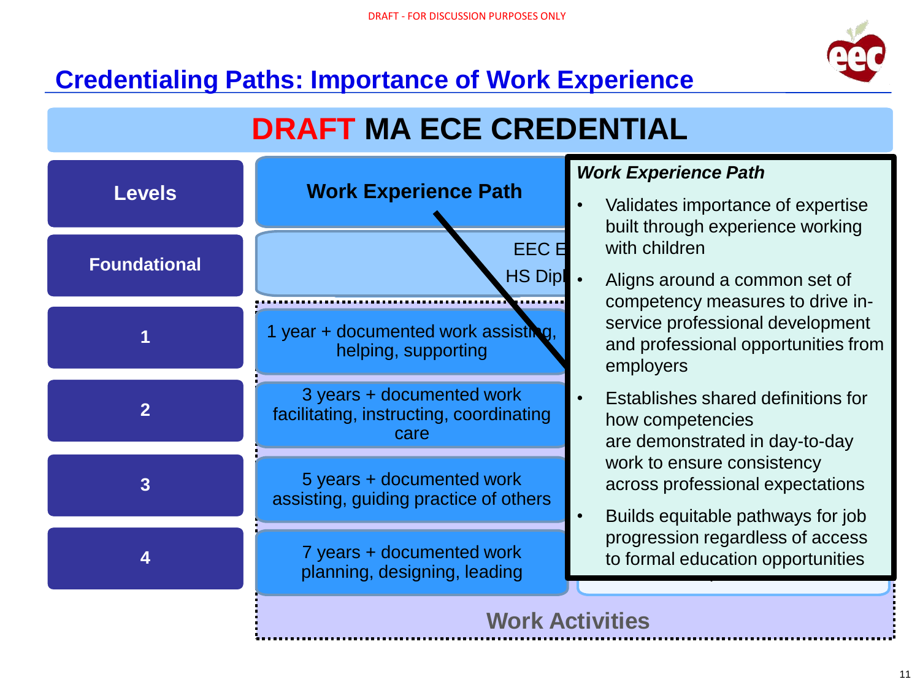DRAFT - FOR DISCUSSION PURPOSES ONLY

# Credentialing Paths: Importance of Work Experience

## DRAFT MA ECE CREDENTIAL

| Levels | Work Experience Path |
|---|---|
| Foundational | EEC E... HS Dipl... |
| 1 | 1 year + documented work assisting, helping, supporting |
| 2 | 3 years + documented work facilitating, instructing, coordinating care |
| 3 | 5 years + documented work assisting, guiding practice of others |
| 4 | 7 years + documented work planning, designing, leading |

Work Activities

***Work Experience Path***

- Validates importance of expertise built through experience working with children
- Aligns around a common set of competency measures to drive in-service professional development and professional opportunities from employers
- Establishes shared definitions for how competencies are demonstrated in day-to-day work to ensure consistency across professional expectations
- Builds equitable pathways for job progression regardless of access to formal education opportunities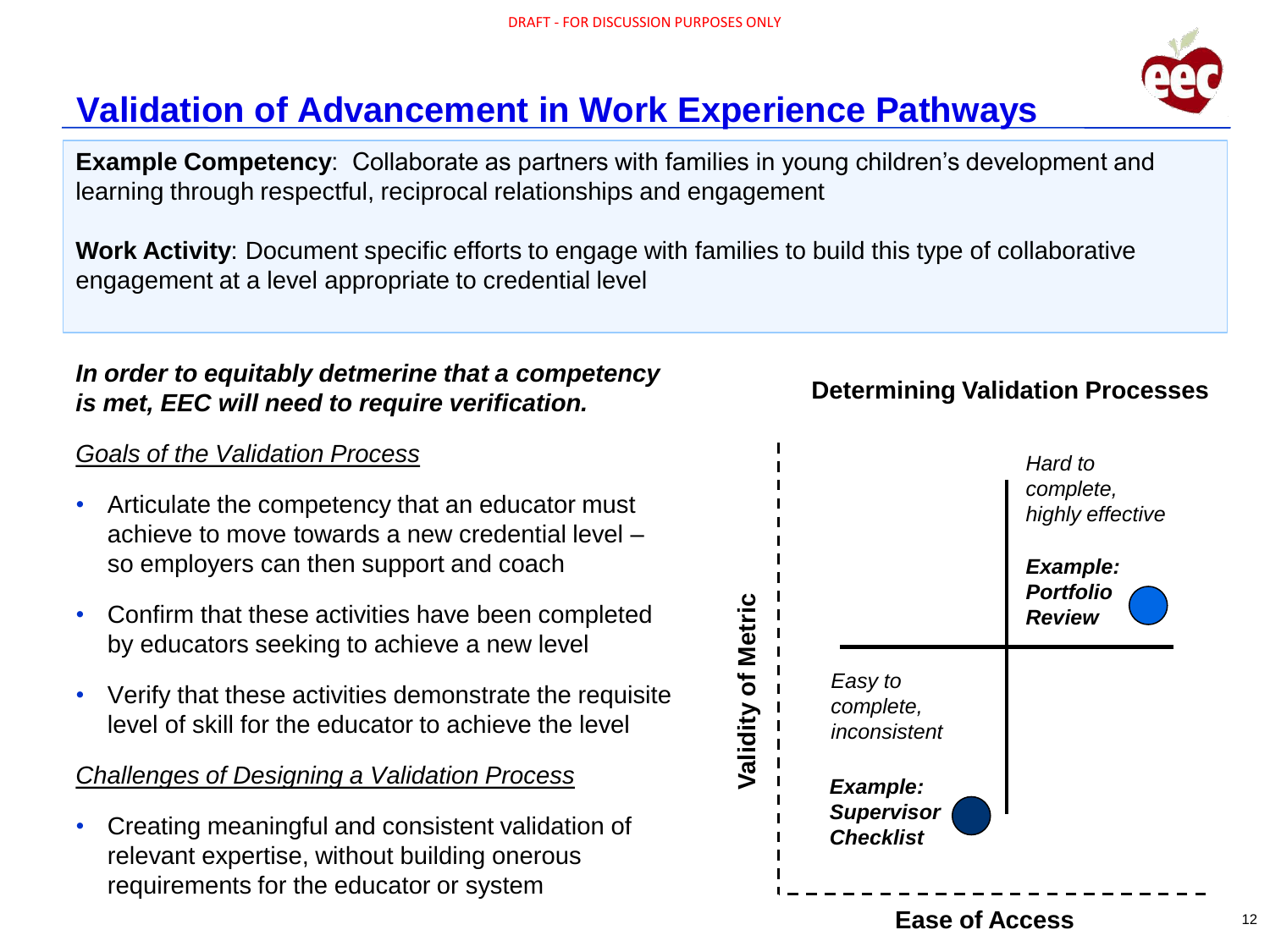DRAFT - FOR DISCUSSION PURPOSES ONLY

# Validation of Advancement in Work Experience Pathways

**Example Competency**: Collaborate as partners with families in young children's development and learning through respectful, reciprocal relationships and engagement

**Work Activity**: Document specific efforts to engage with families to build this type of collaborative engagement at a level appropriate to credential level

***In order to equitably detmerine that a competency is met, EEC will need to require verification.***

*Goals of the Validation Process*

- Articulate the competency that an educator must achieve to move towards a new credential level – so employers can then support and coach
- Confirm that these activities have been completed by educators seeking to achieve a new level
- Verify that these activities demonstrate the requisite level of skill for the educator to achieve the level

*Challenges of Designing a Validation Process*

- Creating meaningful and consistent validation of relevant expertise, without building onerous requirements for the educator or system

**Determining Validation Processes**

*Hard to complete, highly effective*

***Example: Portfolio Review***

*Easy to complete, inconsistent*

***Example: Supervisor Checklist***

**Validity of Metric**

**Ease of Access**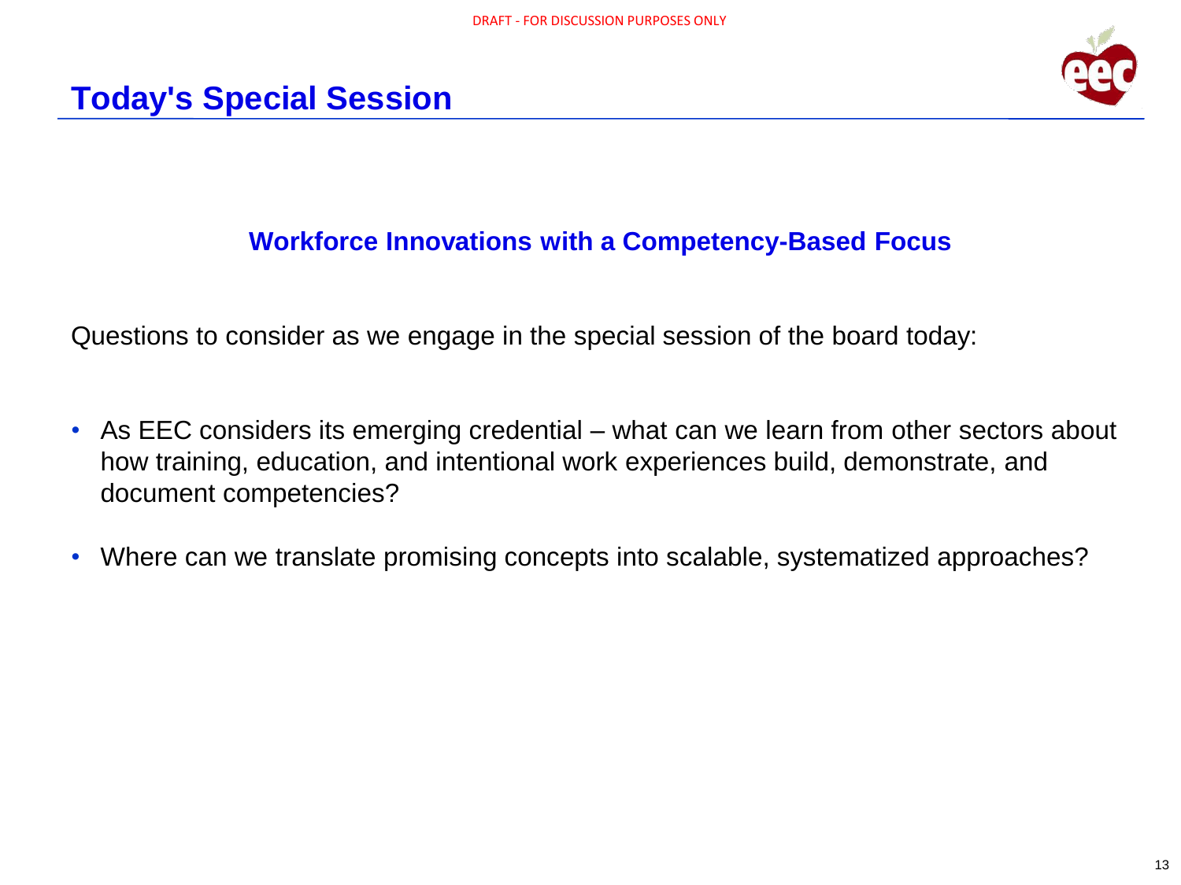# Today's Special Session

### Workforce Innovations with a Competency-Based Focus

Questions to consider as we engage in the special session of the board today:

- As EEC considers its emerging credential – what can we learn from other sectors about how training, education, and intentional work experiences build, demonstrate, and document competencies?
- Where can we translate promising concepts into scalable, systematized approaches?